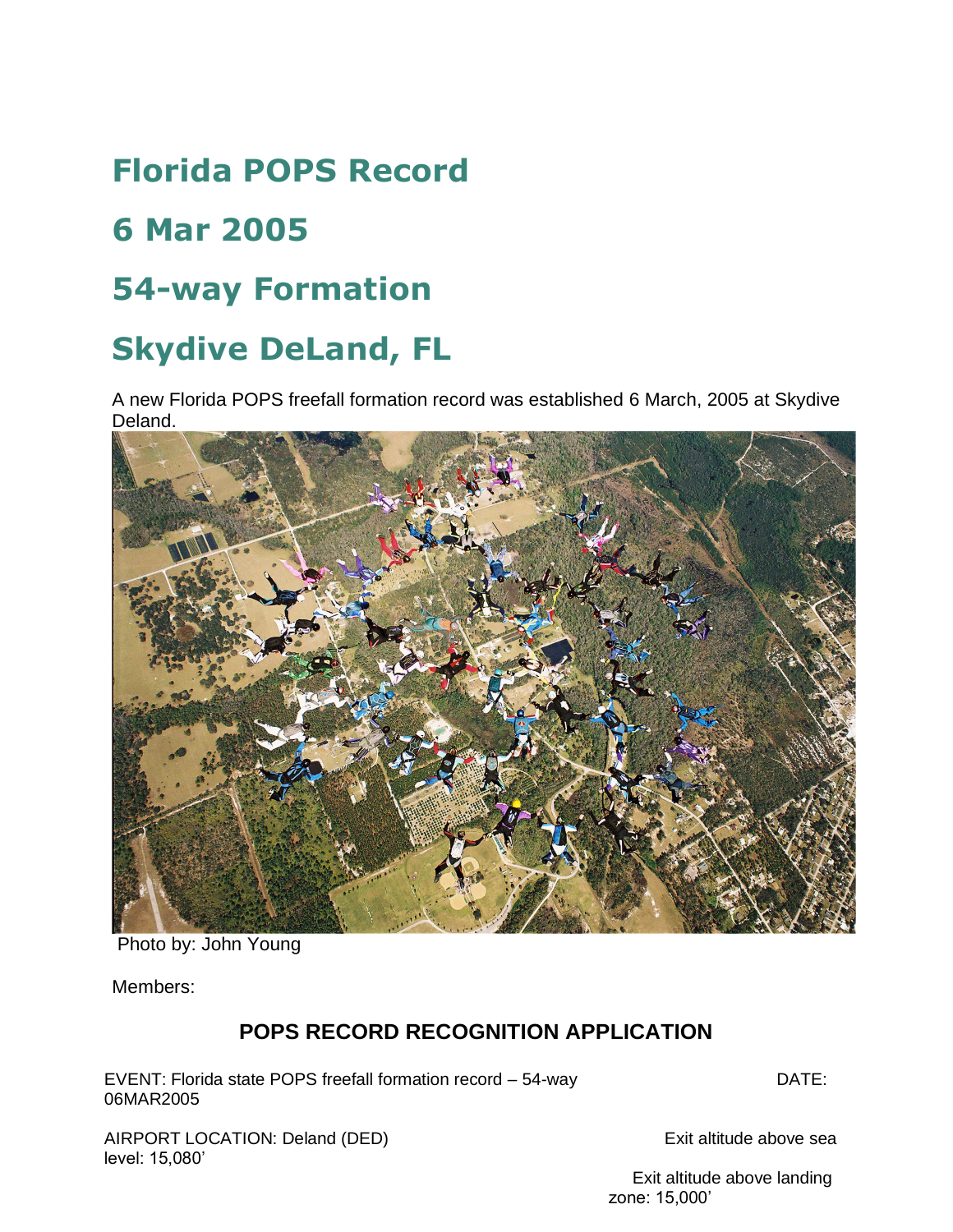# Florida POPS Record

# 6 Mar 2005

# 54-way Formation

# Skydive DeLand, FL

A new Florida POPS freefall formation record was established 6 March, 2005 at Skydive Deland.

Photo by: John Young

Members:

## POPS RECORD RECOGNITION APPLICATION

EVENT: Florida state POPS freefall formation record – 54-way

DATE: 06MAR2005

AIRPORT LOCATION: Deland (DED)

Exit altitude above sea level: 15,080’

Exit altitude above landing zone: 15,000’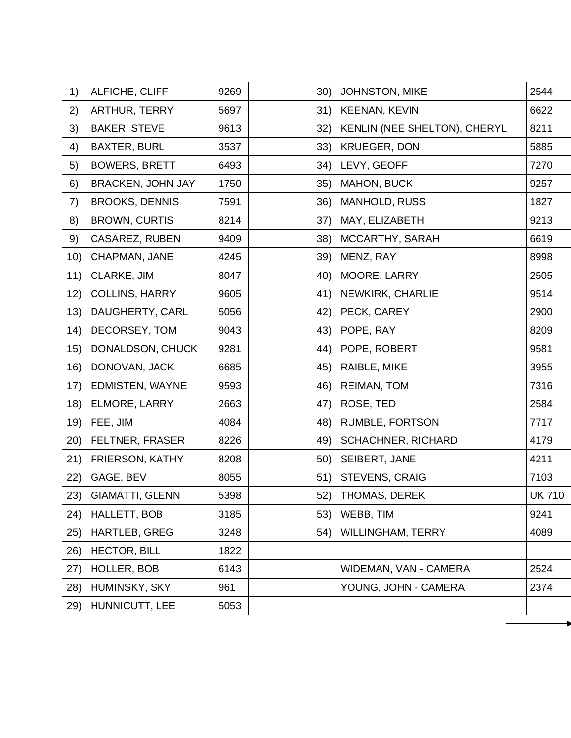| | | | | | | |
|---|---|---|---|---|---|---|
| 1) | ALFICHE, CLIFF | 9269 | | 30) | JOHNSTON, MIKE | 2544 |
| 2) | ARTHUR, TERRY | 5697 | | 31) | KEENAN, KEVIN | 6622 |
| 3) | BAKER, STEVE | 9613 | | 32) | KENLIN (NEE SHELTON), CHERYL | 8211 |
| 4) | BAXTER, BURL | 3537 | | 33) | KRUEGER, DON | 5885 |
| 5) | BOWERS, BRETT | 6493 | | 34) | LEVY, GEOFF | 7270 |
| 6) | BRACKEN, JOHN JAY | 1750 | | 35) | MAHON, BUCK | 9257 |
| 7) | BROOKS, DENNIS | 7591 | | 36) | MANHOLD, RUSS | 1827 |
| 8) | BROWN, CURTIS | 8214 | | 37) | MAY, ELIZABETH | 9213 |
| 9) | CASAREZ, RUBEN | 9409 | | 38) | MCCARTHY, SARAH | 6619 |
| 10) | CHAPMAN, JANE | 4245 | | 39) | MENZ, RAY | 8998 |
| 11) | CLARKE, JIM | 8047 | | 40) | MOORE, LARRY | 2505 |
| 12) | COLLINS, HARRY | 9605 | | 41) | NEWKIRK, CHARLIE | 9514 |
| 13) | DAUGHERTY, CARL | 5056 | | 42) | PECK, CAREY | 2900 |
| 14) | DECORSEY, TOM | 9043 | | 43) | POPE, RAY | 8209 |
| 15) | DONALDSON, CHUCK | 9281 | | 44) | POPE, ROBERT | 9581 |
| 16) | DONOVAN, JACK | 6685 | | 45) | RAIBLE, MIKE | 3955 |
| 17) | EDMISTEN, WAYNE | 9593 | | 46) | REIMAN, TOM | 7316 |
| 18) | ELMORE, LARRY | 2663 | | 47) | ROSE, TED | 2584 |
| 19) | FEE, JIM | 4084 | | 48) | RUMBLE, FORTSON | 7717 |
| 20) | FELTNER, FRASER | 8226 | | 49) | SCHACHNER, RICHARD | 4179 |
| 21) | FRIERSON, KATHY | 8208 | | 50) | SEIBERT, JANE | 4211 |
| 22) | GAGE, BEV | 8055 | | 51) | STEVENS, CRAIG | 7103 |
| 23) | GIAMATTI, GLENN | 5398 | | 52) | THOMAS, DEREK | UK 710 |
| 24) | HALLETT, BOB | 3185 | | 53) | WEBB, TIM | 9241 |
| 25) | HARTLEB, GREG | 3248 | | 54) | WILLINGHAM, TERRY | 4089 |
| 26) | HECTOR, BILL | 1822 | | | | |
| 27) | HOLLER, BOB | 6143 | | | WIDEMAN, VAN - CAMERA | 2524 |
| 28) | HUMINSKY, SKY | 961 | | | YOUNG, JOHN - CAMERA | 2374 |
| 29) | HUNNICUTT, LEE | 5053 | | | | |